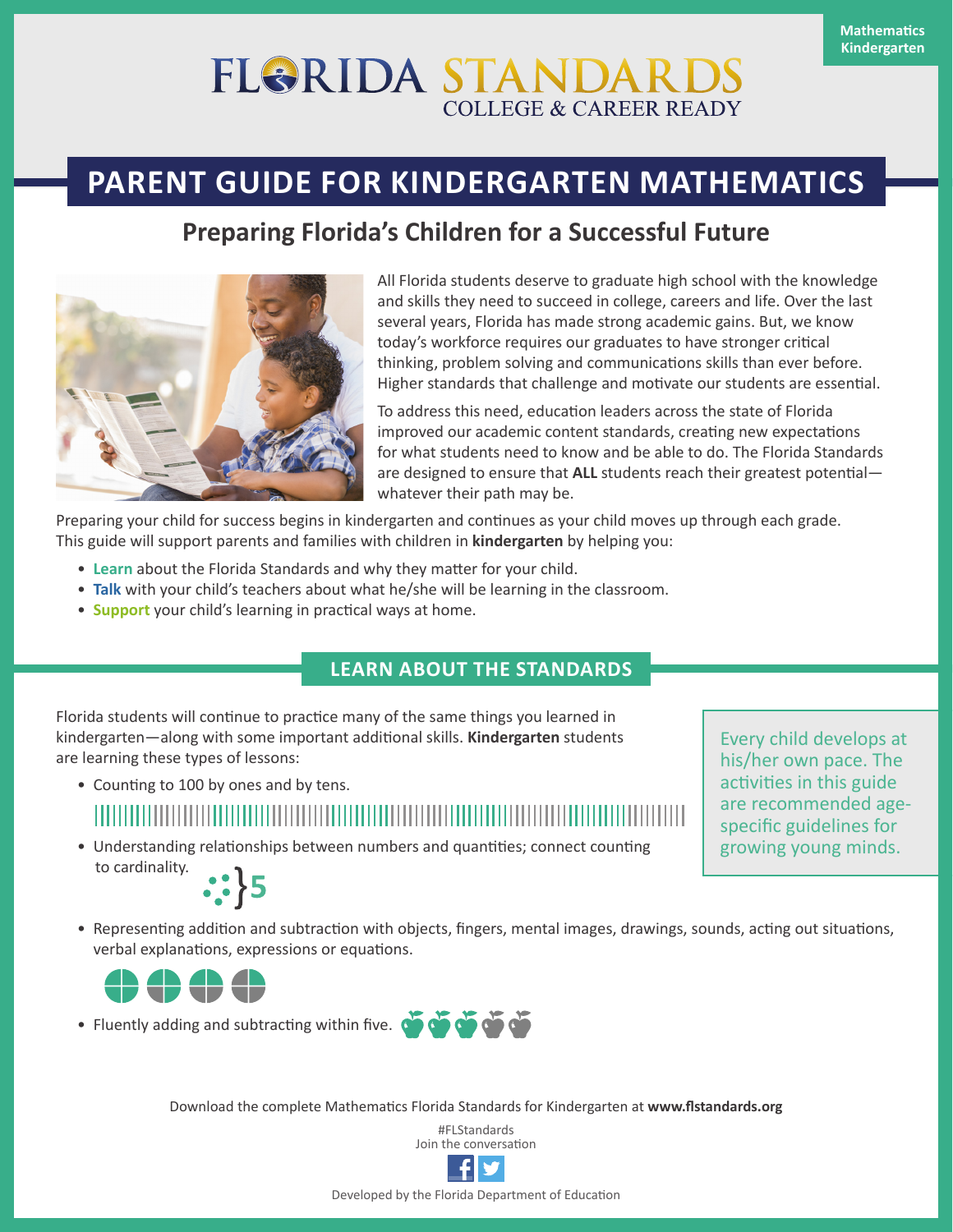Mathematics Kindergarten

# FLORIDA STANDARDS
COLLEGE & CAREER READY

# PARENT GUIDE FOR KINDERGARTEN MATHEMATICS

## Preparing Florida's Children for a Successful Future

All Florida students deserve to graduate high school with the knowledge and skills they need to succeed in college, careers and life. Over the last several years, Florida has made strong academic gains. But, we know today's workforce requires our graduates to have stronger critical thinking, problem solving and communications skills than ever before. Higher standards that challenge and motivate our students are essential.

To address this need, education leaders across the state of Florida improved our academic content standards, creating new expectations for what students need to know and be able to do. The Florida Standards are designed to ensure that **ALL** students reach their greatest potential—whatever their path may be.

Preparing your child for success begins in kindergarten and continues as your child moves up through each grade. This guide will support parents and families with children in **kindergarten** by helping you:

- **Learn** about the Florida Standards and why they matter for your child.
- **Talk** with your child's teachers about what he/she will be learning in the classroom.
- **Support** your child's learning in practical ways at home.

## LEARN ABOUT THE STANDARDS

Florida students will continue to practice many of the same things you learned in kindergarten—along with some important additional skills. **Kindergarten** students are learning these types of lessons:

- Counting to 100 by ones and by tens.
- Understanding relationships between numbers and quantities; connect counting to cardinality.
- Representing addition and subtraction with objects, fingers, mental images, drawings, sounds, acting out situations, verbal explanations, expressions or equations.
- Fluently adding and subtracting within five.

Every child develops at his/her own pace. The activities in this guide are recommended age-specific guidelines for growing young minds.

Download the complete Mathematics Florida Standards for Kindergarten at **www.flstandards.org**

#FLStandards
Join the conversation

Developed by the Florida Department of Education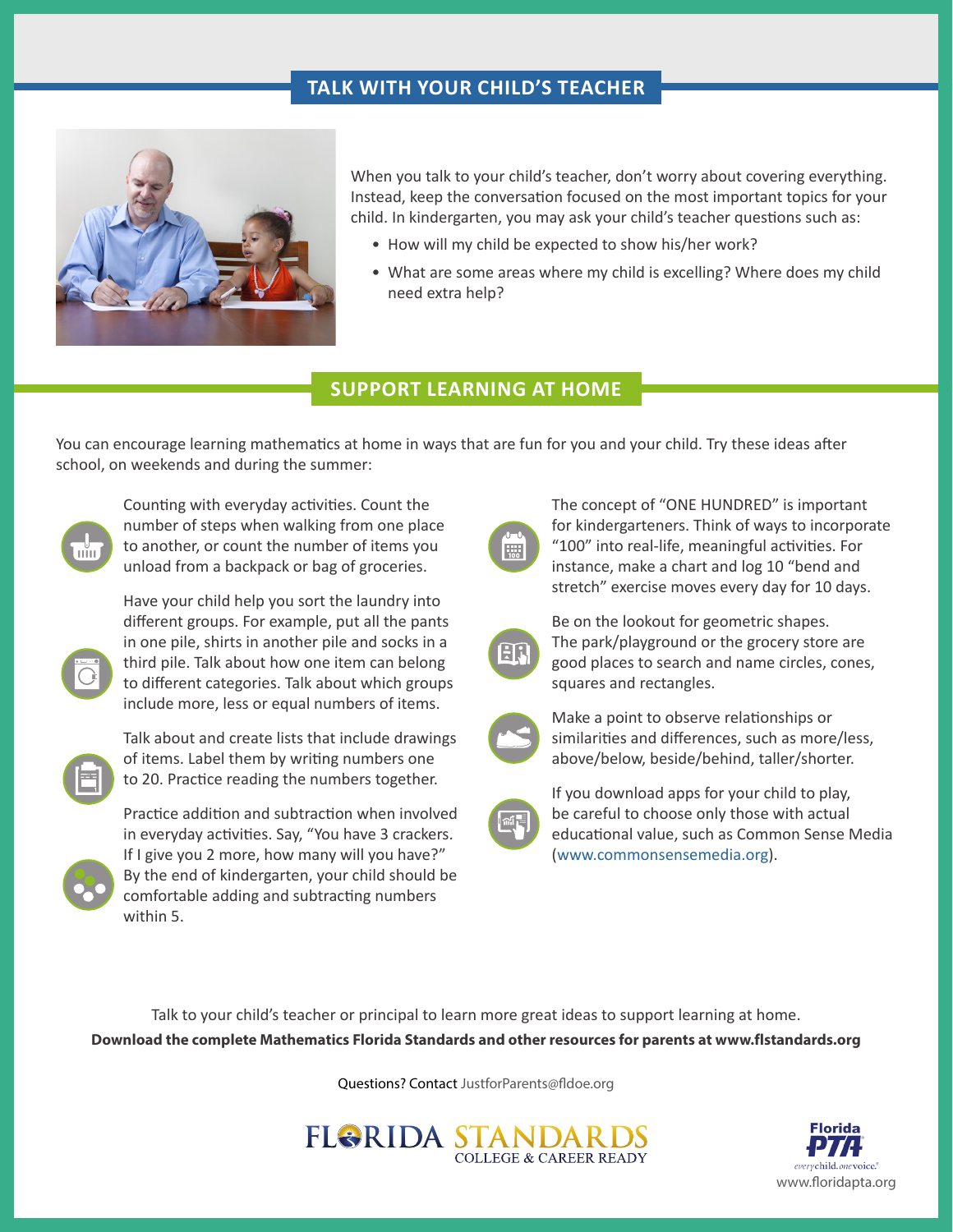## TALK WITH YOUR CHILD'S TEACHER

When you talk to your child's teacher, don't worry about covering everything. Instead, keep the conversation focused on the most important topics for your child. In kindergarten, you may ask your child's teacher questions such as:

- How will my child be expected to show his/her work?
- What are some areas where my child is excelling? Where does my child need extra help?

## SUPPORT LEARNING AT HOME

You can encourage learning mathematics at home in ways that are fun for you and your child. Try these ideas after school, on weekends and during the summer:

Counting with everyday activities. Count the number of steps when walking from one place to another, or count the number of items you unload from a backpack or bag of groceries.

Have your child help you sort the laundry into different groups. For example, put all the pants in one pile, shirts in another pile and socks in a third pile. Talk about how one item can belong to different categories. Talk about which groups include more, less or equal numbers of items.

Talk about and create lists that include drawings of items. Label them by writing numbers one to 20. Practice reading the numbers together.

Practice addition and subtraction when involved in everyday activities. Say, "You have 3 crackers. If I give you 2 more, how many will you have?" By the end of kindergarten, your child should be comfortable adding and subtracting numbers within 5.

The concept of "ONE HUNDRED" is important for kindergarteners. Think of ways to incorporate "100" into real-life, meaningful activities. For instance, make a chart and log 10 "bend and stretch" exercise moves every day for 10 days.

Be on the lookout for geometric shapes. The park/playground or the grocery store are good places to search and name circles, cones, squares and rectangles.

Make a point to observe relationships or similarities and differences, such as more/less, above/below, beside/behind, taller/shorter.

If you download apps for your child to play, be careful to choose only those with actual educational value, such as Common Sense Media (www.commonsensemedia.org).

Talk to your child's teacher or principal to learn more great ideas to support learning at home.

**Download the complete Mathematics Florida Standards and other resources for parents at www.flstandards.org**

Questions? Contact JustforParents@fldoe.org

FLORIDA STANDARDS COLLEGE & CAREER READY

Florida PTA everychild.onevoice.

www.floridapta.org